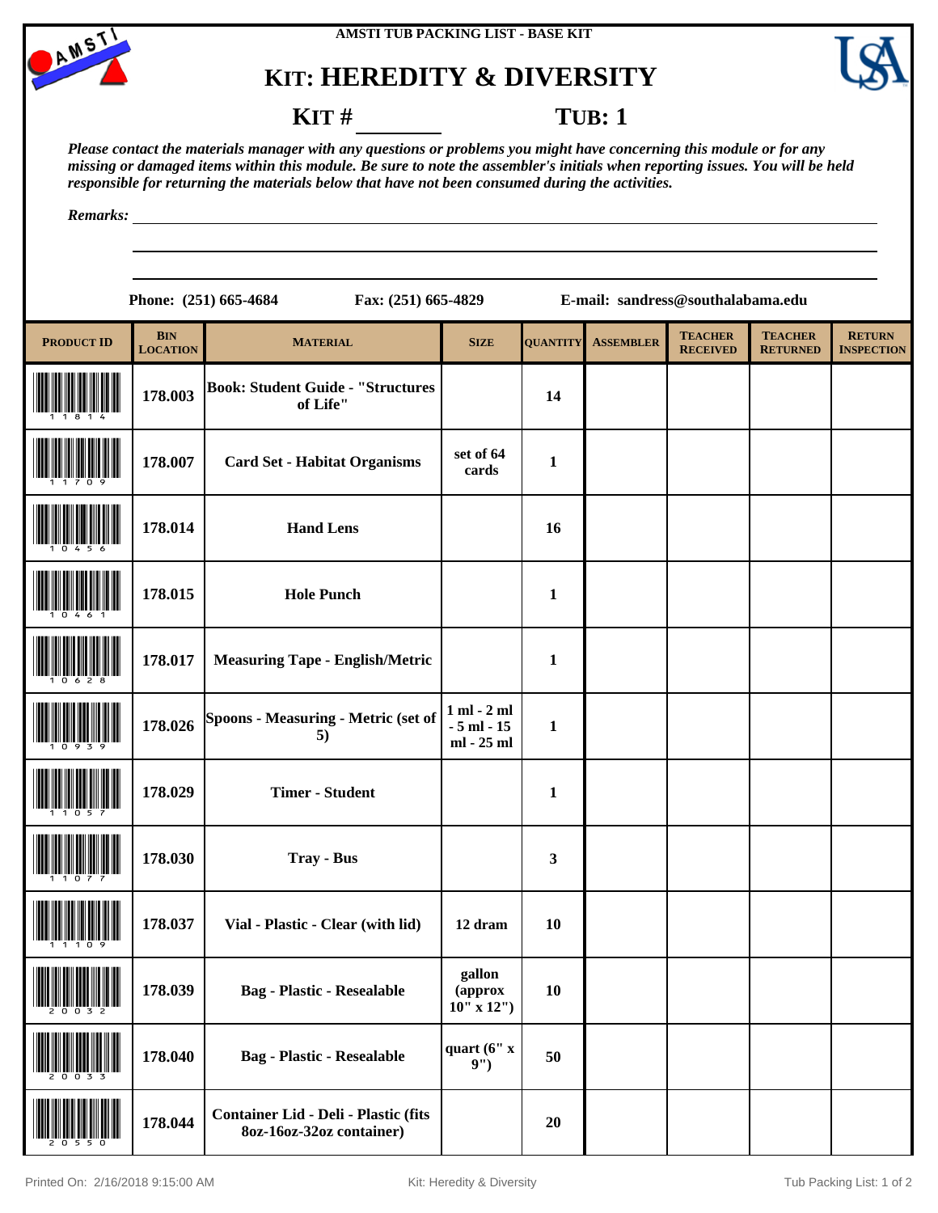AMSTI TUB PACKING LIST - BASE KIT

# KIT: HEREDITY & DIVERSITY

**KIT # ________** **TUB: 1**

*Please contact the materials manager with any questions or problems you might have concerning this module or for any missing or damaged items within this module. Be sure to note the assembler's initials when reporting issues. You will be held responsible for returning the materials below that have not been consumed during the activities.*

*Remarks:* ________________________________________

**Phone:** (251) 665-4684 **Fax:** (251) 665-4829 **E-mail:** sandress@southalabama.edu

| PRODUCT ID | BIN LOCATION | MATERIAL | SIZE | QUANTITY | ASSEMBLER | TEACHER RECEIVED | TEACHER RETURNED | RETURN INSPECTION |
|---|---|---|---|---|---|---|---|---|
| 11814 | 178.003 | Book: Student Guide - "Structures of Life" | | 14 | | | | |
| 11709 | 178.007 | Card Set - Habitat Organisms | set of 64 cards | 1 | | | | |
| 10456 | 178.014 | Hand Lens | | 16 | | | | |
| 10461 | 178.015 | Hole Punch | | 1 | | | | |
| 10628 | 178.017 | Measuring Tape - English/Metric | | 1 | | | | |
| 10939 | 178.026 | Spoons - Measuring - Metric (set of 5) | 1 ml - 2 ml - 5 ml - 15 ml - 25 ml | 1 | | | | |
| 11057 | 178.029 | Timer - Student | | 1 | | | | |
| 11077 | 178.030 | Tray - Bus | | 3 | | | | |
| 11109 | 178.037 | Vial - Plastic - Clear (with lid) | 12 dram | 10 | | | | |
| 20032 | 178.039 | Bag - Plastic - Resealable | gallon (approx 10" x 12") | 10 | | | | |
| 20033 | 178.040 | Bag - Plastic - Resealable | quart (6" x 9") | 50 | | | | |
| 20550 | 178.044 | Container Lid - Deli - Plastic (fits 8oz-16oz-32oz container) | | 20 | | | | |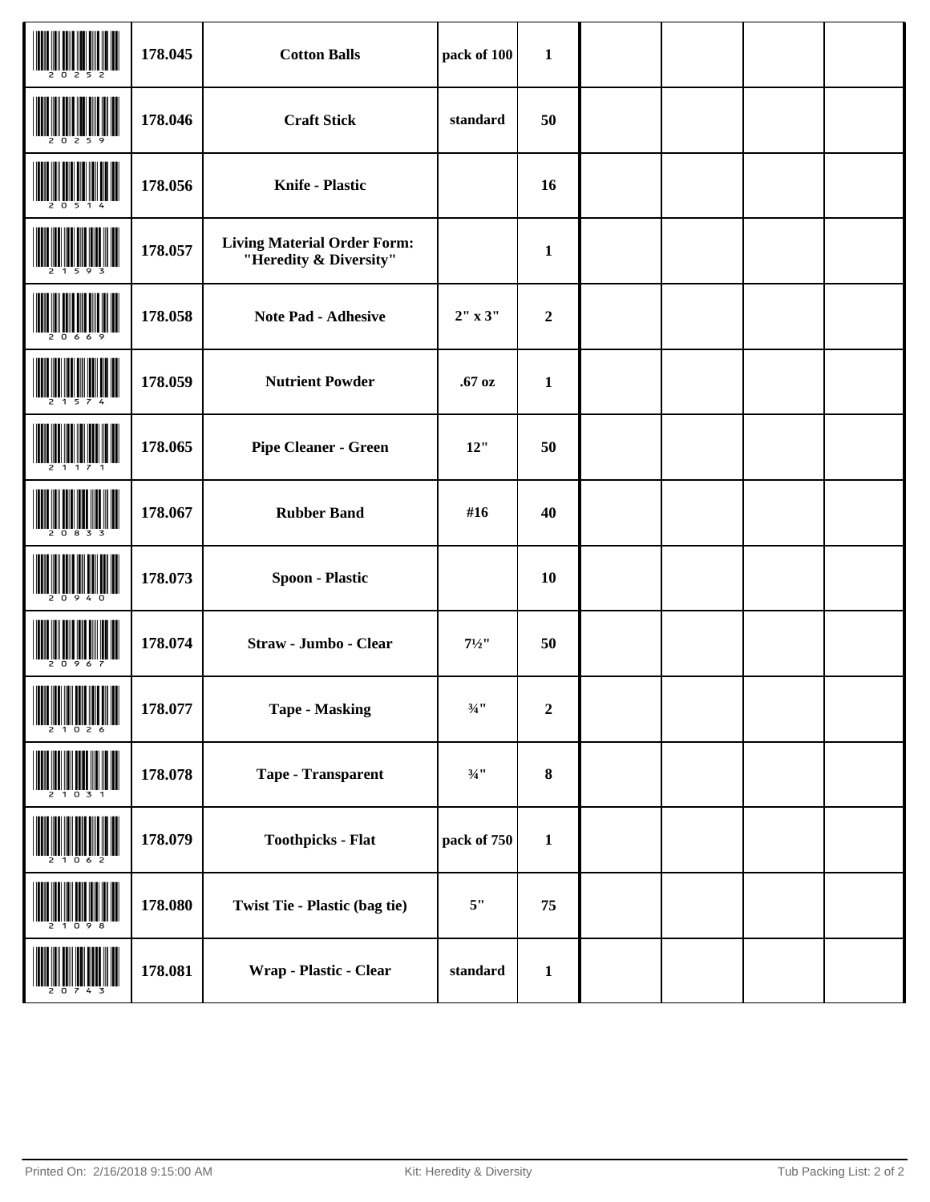| | | | | | | | | |
|---|---|---|---|---|---|---|---|---|
| 20252 | 178.045 | **Cotton Balls** | pack of 100 | 1 | | | | |
| 20259 | 178.046 | **Craft Stick** | standard | 50 | | | | |
| 20514 | 178.056 | **Knife - Plastic** | | 16 | | | | |
| 21593 | 178.057 | **Living Material Order Form: "Heredity & Diversity"** | | 1 | | | | |
| 20669 | 178.058 | **Note Pad - Adhesive** | 2" x 3" | 2 | | | | |
| 21574 | 178.059 | **Nutrient Powder** | .67 oz | 1 | | | | |
| 21171 | 178.065 | **Pipe Cleaner - Green** | 12" | 50 | | | | |
| 20833 | 178.067 | **Rubber Band** | #16 | 40 | | | | |
| 20940 | 178.073 | **Spoon - Plastic** | | 10 | | | | |
| 20967 | 178.074 | **Straw - Jumbo - Clear** | 7½" | 50 | | | | |
| 21026 | 178.077 | **Tape - Masking** | ¾" | 2 | | | | |
| 21031 | 178.078 | **Tape - Transparent** | ¾" | 8 | | | | |
| 21062 | 178.079 | **Toothpicks - Flat** | pack of 750 | 1 | | | | |
| 21098 | 178.080 | **Twist Tie - Plastic (bag tie)** | 5" | 75 | | | | |
| 20743 | 178.081 | **Wrap - Plastic - Clear** | standard | 1 | | | | |

Printed On: 2/16/2018 9:15:00 AM Kit: Heredity & Diversity Tub Packing List: 2 of 2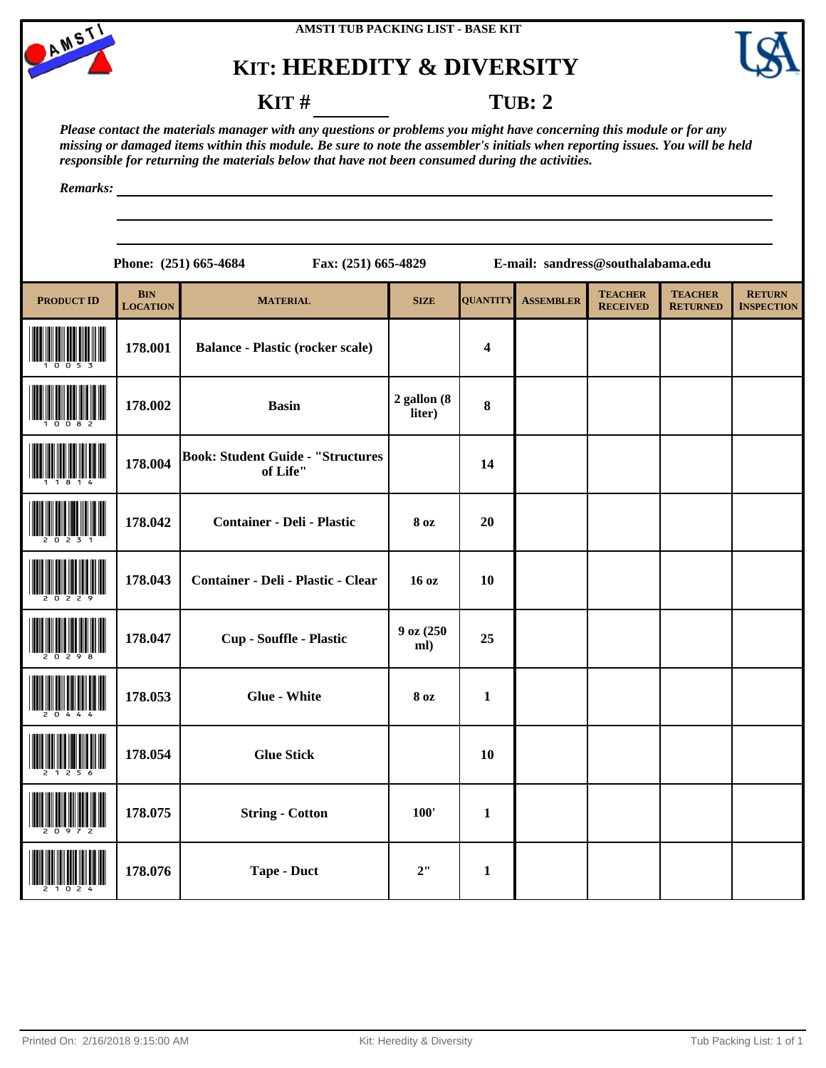AMSTI TUB PACKING LIST - BASE KIT

# KIT: HEREDITY & DIVERSITY

**KIT # ________ TUB: 2**

*Please contact the materials manager with any questions or problems you might have concerning this module or for any missing or damaged items within this module. Be sure to note the assembler's initials when reporting issues. You will be held responsible for returning the materials below that have not been consumed during the activities.*

*Remarks:* ____________________________________________

**Phone: (251) 665-4684 Fax: (251) 665-4829 E-mail: sandress@southalabama.edu**

| PRODUCT ID | BIN LOCATION | MATERIAL | SIZE | QUANTITY | ASSEMBLER | TEACHER RECEIVED | TEACHER RETURNED | RETURN INSPECTION |
|---|---|---|---|---|---|---|---|---|
| 10053 | 178.001 | Balance - Plastic (rocker scale) | | 4 | | | | |
| 10082 | 178.002 | Basin | 2 gallon (8 liter) | 8 | | | | |
| 11814 | 178.004 | Book: Student Guide - "Structures of Life" | | 14 | | | | |
| 20231 | 178.042 | Container - Deli - Plastic | 8 oz | 20 | | | | |
| 20229 | 178.043 | Container - Deli - Plastic - Clear | 16 oz | 10 | | | | |
| 20298 | 178.047 | Cup - Souffle - Plastic | 9 oz (250 ml) | 25 | | | | |
| 20444 | 178.053 | Glue - White | 8 oz | 1 | | | | |
| 21256 | 178.054 | Glue Stick | | 10 | | | | |
| 20972 | 178.075 | String - Cotton | 100' | 1 | | | | |
| 21024 | 178.076 | Tape - Duct | 2" | 1 | | | | |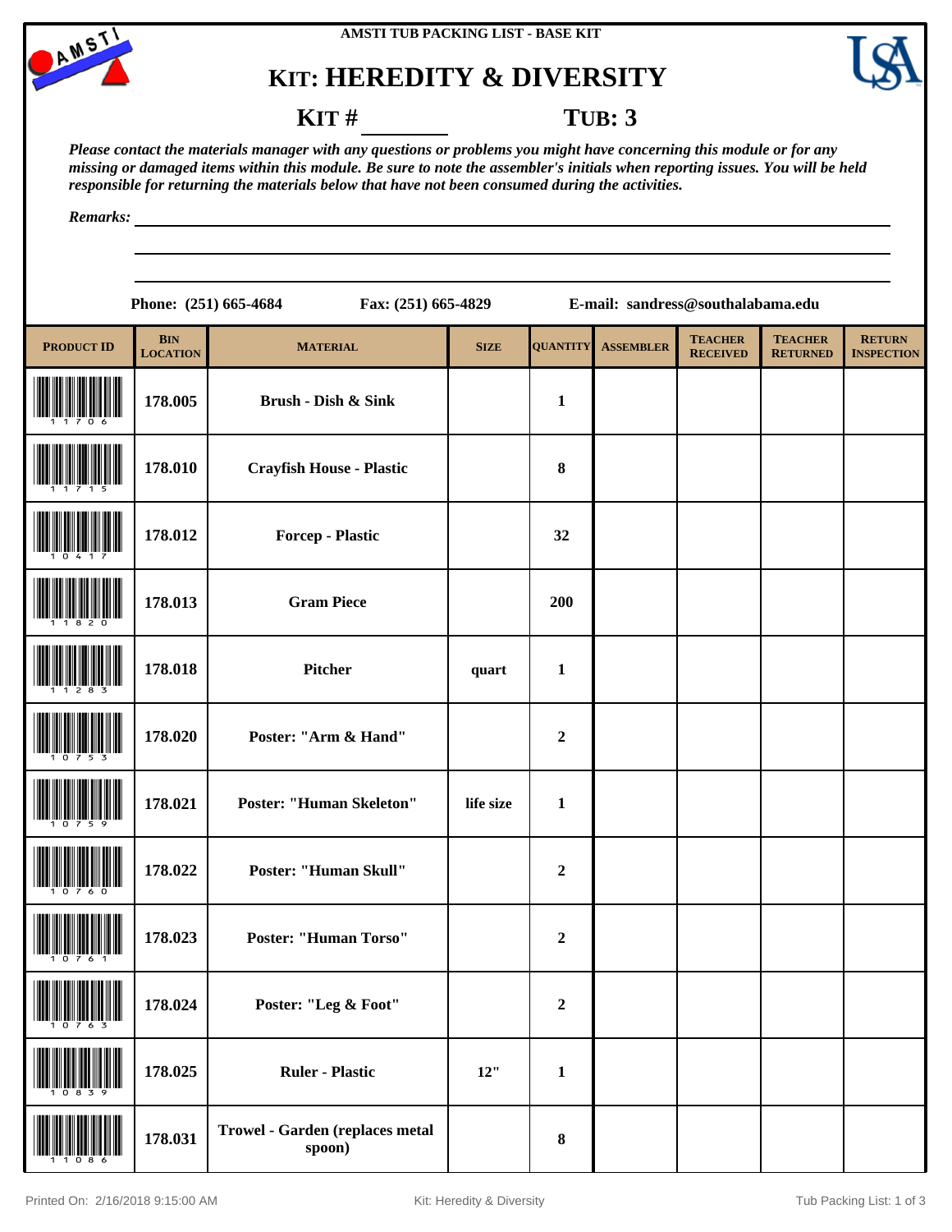AMSTI TUB PACKING LIST - BASE KIT

# KIT: HEREDITY & DIVERSITY

**KIT #** ________ **TUB: 3**

*Please contact the materials manager with any questions or problems you might have concerning this module or for any missing or damaged items within this module. Be sure to note the assembler's initials when reporting issues. You will be held responsible for returning the materials below that have not been consumed during the activities.*

*Remarks:* ____________________________________________

**Phone: (251) 665-4684** **Fax: (251) 665-4829** **E-mail: sandress@southalabama.edu**

| PRODUCT ID | BIN LOCATION | MATERIAL | SIZE | QUANTITY | ASSEMBLER | TEACHER RECEIVED | TEACHER RETURNED | RETURN INSPECTION |
|---|---|---|---|---|---|---|---|---|
| 11706 | 178.005 | Brush - Dish & Sink | | 1 | | | | |
| 11715 | 178.010 | Crayfish House - Plastic | | 8 | | | | |
| 10417 | 178.012 | Forcep - Plastic | | 32 | | | | |
| 11820 | 178.013 | Gram Piece | | 200 | | | | |
| 11283 | 178.018 | Pitcher | quart | 1 | | | | |
| 10753 | 178.020 | Poster: "Arm & Hand" | | 2 | | | | |
| 10759 | 178.021 | Poster: "Human Skeleton" | life size | 1 | | | | |
| 10760 | 178.022 | Poster: "Human Skull" | | 2 | | | | |
| 10761 | 178.023 | Poster: "Human Torso" | | 2 | | | | |
| 10763 | 178.024 | Poster: "Leg & Foot" | | 2 | | | | |
| 10839 | 178.025 | Ruler - Plastic | 12" | 1 | | | | |
| 11086 | 178.031 | Trowel - Garden (replaces metal spoon) | | 8 | | | | |

Printed On: 2/16/2018 9:15:00 AM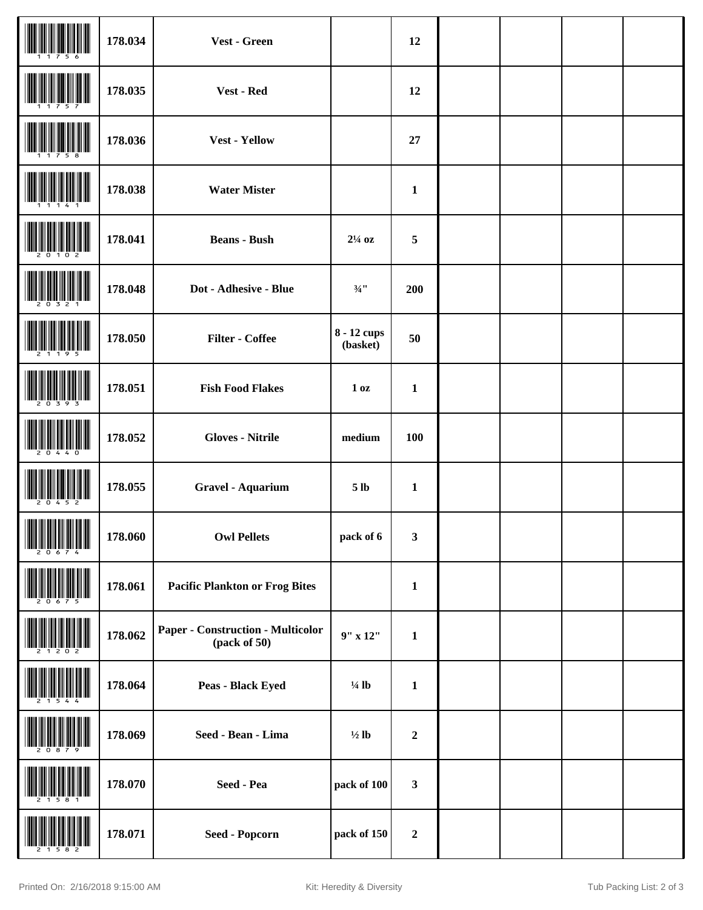| | | | | | | | | |
|---|---|---|---|---|---|---|---|---|
| 11756 | 178.034 | Vest - Green | | 12 | | | | |
| 11757 | 178.035 | Vest - Red | | 12 | | | | |
| 11758 | 178.036 | Vest - Yellow | | 27 | | | | |
| 11141 | 178.038 | Water Mister | | 1 | | | | |
| 20102 | 178.041 | Beans - Bush | 2¼ oz | 5 | | | | |
| 20321 | 178.048 | Dot - Adhesive - Blue | ¾" | 200 | | | | |
| 21195 | 178.050 | Filter - Coffee | 8 - 12 cups (basket) | 50 | | | | |
| 20393 | 178.051 | Fish Food Flakes | 1 oz | 1 | | | | |
| 20440 | 178.052 | Gloves - Nitrile | medium | 100 | | | | |
| 20452 | 178.055 | Gravel - Aquarium | 5 lb | 1 | | | | |
| 20674 | 178.060 | Owl Pellets | pack of 6 | 3 | | | | |
| 20675 | 178.061 | Pacific Plankton or Frog Bites | | 1 | | | | |
| 21202 | 178.062 | Paper - Construction - Multicolor (pack of 50) | 9" x 12" | 1 | | | | |
| 21544 | 178.064 | Peas - Black Eyed | ¼ lb | 1 | | | | |
| 20879 | 178.069 | Seed - Bean - Lima | ½ lb | 2 | | | | |
| 21581 | 178.070 | Seed - Pea | pack of 100 | 3 | | | | |
| 21582 | 178.071 | Seed - Popcorn | pack of 150 | 2 | | | | |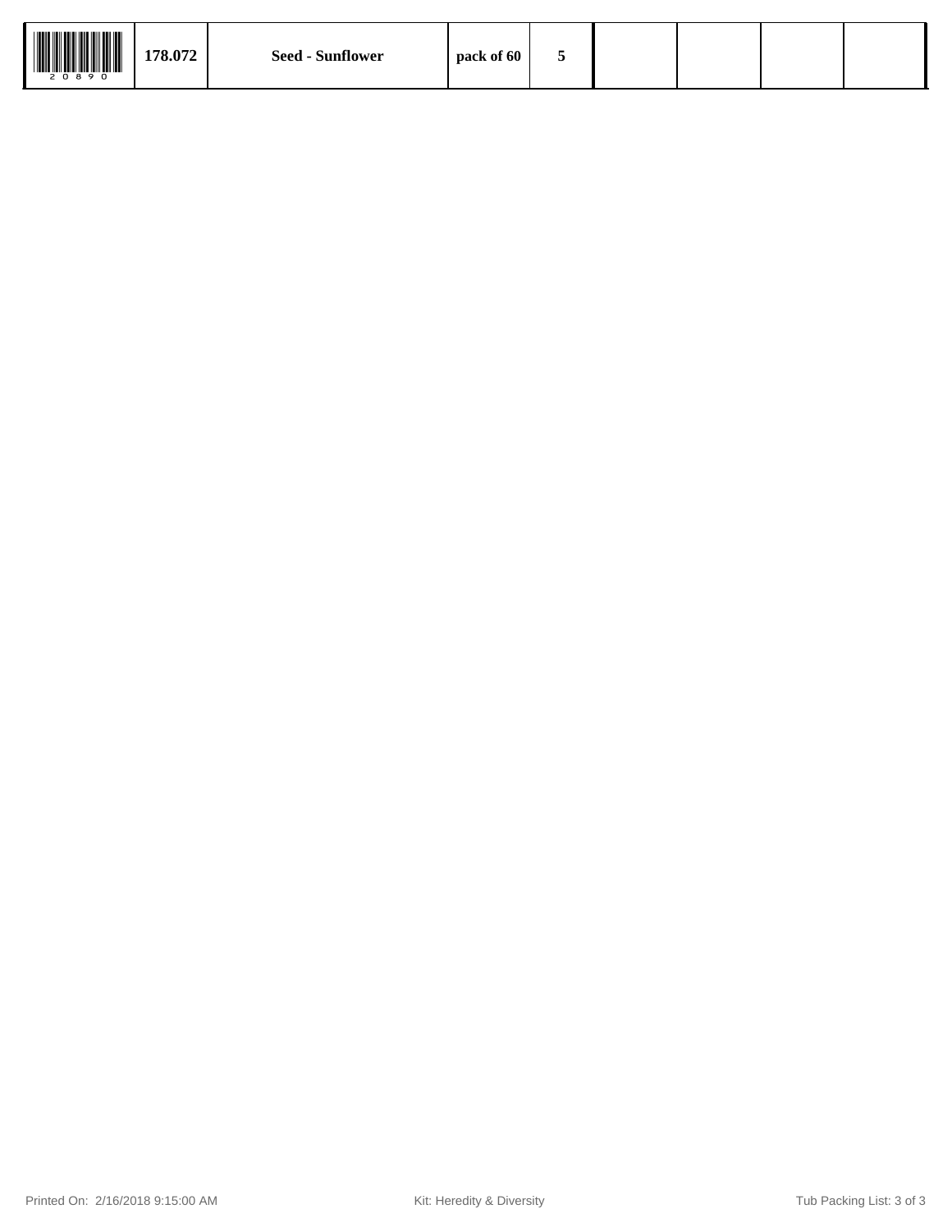| | | | | | | | | |
|---|---|---|---|---|---|---|---|---|
| 20890 | 178.072 | Seed - Sunflower | pack of 60 | 5 | | | | |